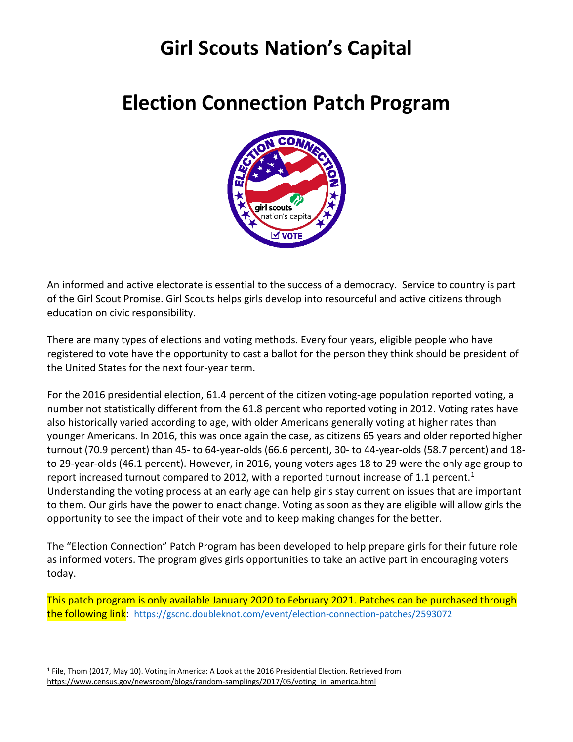# Girl Scouts Nation's Capital

# Election Connection Patch Program

An informed and active electorate is essential to the success of a democracy. Service to country is part of the Girl Scout Promise. Girl Scouts helps girls develop into resourceful and active citizens through education on civic responsibility.

There are many types of elections and voting methods. Every four years, eligible people who have registered to vote have the opportunity to cast a ballot for the person they think should be president of the United States for the next four-year term.

For the 2016 presidential election, 61.4 percent of the citizen voting-age population reported voting, a number not statistically different from the 61.8 percent who reported voting in 2012. Voting rates have also historically varied according to age, with older Americans generally voting at higher rates than younger Americans. In 2016, this was once again the case, as citizens 65 years and older reported higher turnout (70.9 percent) than 45- to 64-year-olds (66.6 percent), 30- to 44-year-olds (58.7 percent) and 18- to 29-year-olds (46.1 percent). However, in 2016, young voters ages 18 to 29 were the only age group to report increased turnout compared to 2012, with a reported turnout increase of 1.1 percent.[1] Understanding the voting process at an early age can help girls stay current on issues that are important to them. Our girls have the power to enact change. Voting as soon as they are eligible will allow girls the opportunity to see the impact of their vote and to keep making changes for the better.

The "Election Connection" Patch Program has been developed to help prepare girls for their future role as informed voters. The program gives girls opportunities to take an active part in encouraging voters today.

This patch program is only available January 2020 to February 2021. Patches can be purchased through the following link: https://gscnc.doubleknot.com/event/election-connection-patches/2593072

[1] File, Thom (2017, May 10). Voting in America: A Look at the 2016 Presidential Election. Retrieved from https://www.census.gov/newsroom/blogs/random-samplings/2017/05/voting_in_america.html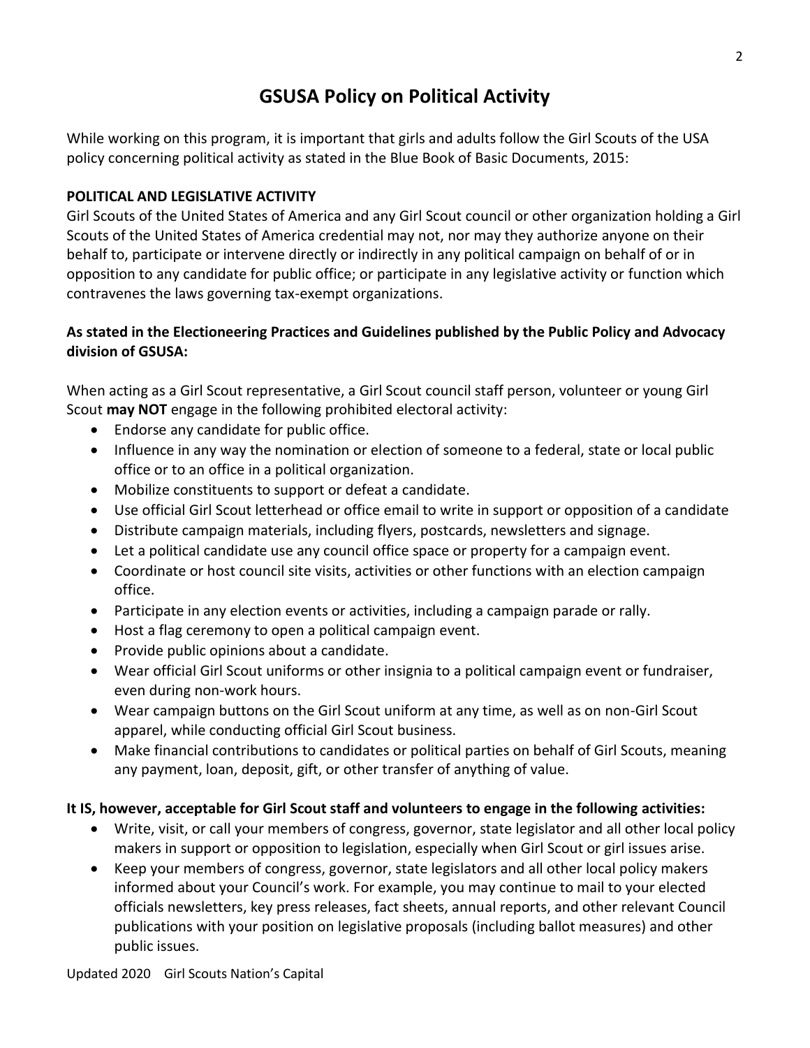# GSUSA Policy on Political Activity

While working on this program, it is important that girls and adults follow the Girl Scouts of the USA policy concerning political activity as stated in the Blue Book of Basic Documents, 2015:

**POLITICAL AND LEGISLATIVE ACTIVITY**

Girl Scouts of the United States of America and any Girl Scout council or other organization holding a Girl Scouts of the United States of America credential may not, nor may they authorize anyone on their behalf to, participate or intervene directly or indirectly in any political campaign on behalf of or in opposition to any candidate for public office; or participate in any legislative activity or function which contravenes the laws governing tax-exempt organizations.

**As stated in the Electioneering Practices and Guidelines published by the Public Policy and Advocacy division of GSUSA:**

When acting as a Girl Scout representative, a Girl Scout council staff person, volunteer or young Girl Scout **may NOT** engage in the following prohibited electoral activity:

- Endorse any candidate for public office.
- Influence in any way the nomination or election of someone to a federal, state or local public office or to an office in a political organization.
- Mobilize constituents to support or defeat a candidate.
- Use official Girl Scout letterhead or office email to write in support or opposition of a candidate
- Distribute campaign materials, including flyers, postcards, newsletters and signage.
- Let a political candidate use any council office space or property for a campaign event.
- Coordinate or host council site visits, activities or other functions with an election campaign office.
- Participate in any election events or activities, including a campaign parade or rally.
- Host a flag ceremony to open a political campaign event.
- Provide public opinions about a candidate.
- Wear official Girl Scout uniforms or other insignia to a political campaign event or fundraiser, even during non-work hours.
- Wear campaign buttons on the Girl Scout uniform at any time, as well as on non-Girl Scout apparel, while conducting official Girl Scout business.
- Make financial contributions to candidates or political parties on behalf of Girl Scouts, meaning any payment, loan, deposit, gift, or other transfer of anything of value.

**It IS, however, acceptable for Girl Scout staff and volunteers to engage in the following activities:**

- Write, visit, or call your members of congress, governor, state legislator and all other local policy makers in support or opposition to legislation, especially when Girl Scout or girl issues arise.
- Keep your members of congress, governor, state legislators and all other local policy makers informed about your Council's work. For example, you may continue to mail to your elected officials newsletters, key press releases, fact sheets, annual reports, and other relevant Council publications with your position on legislative proposals (including ballot measures) and other public issues.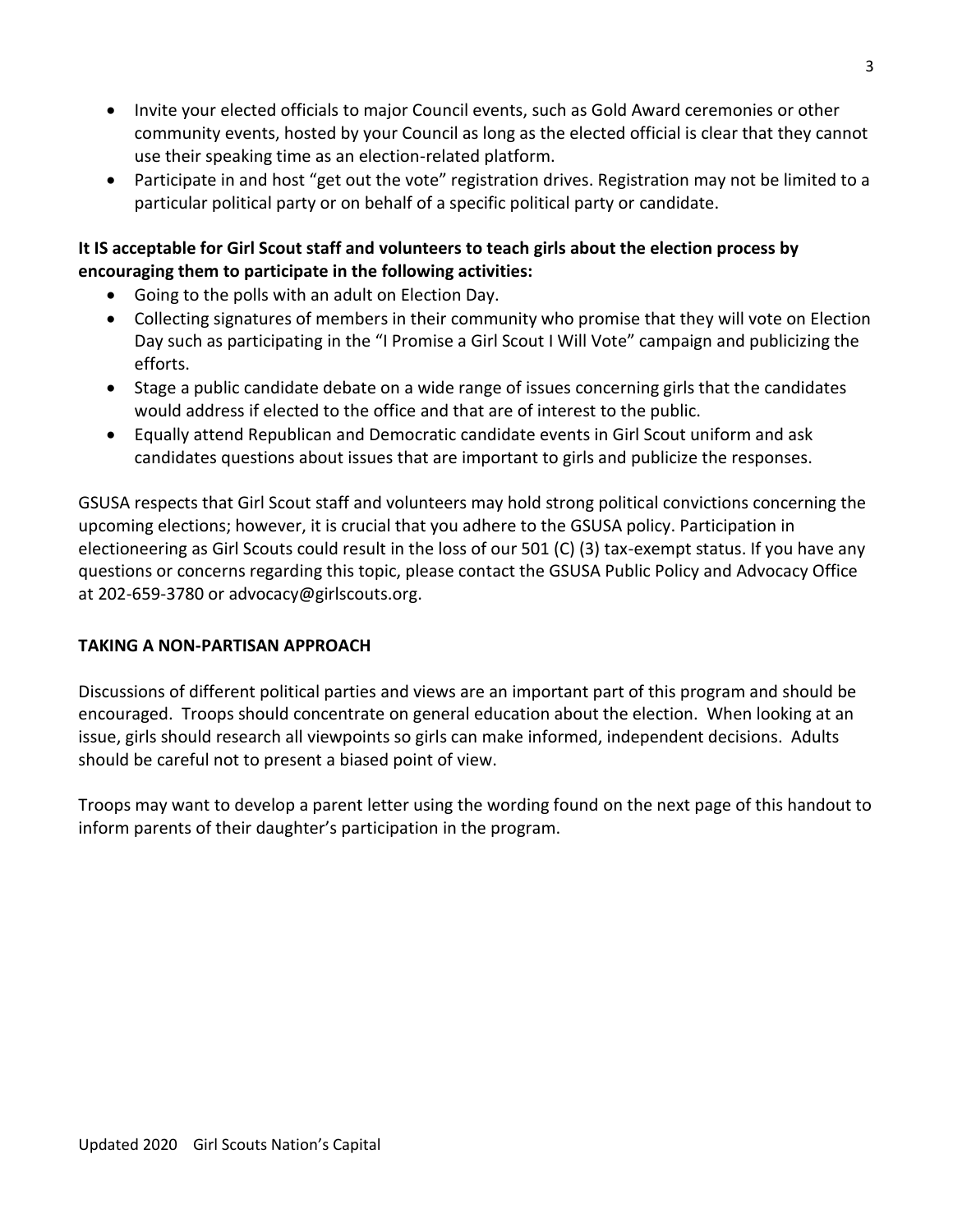- Invite your elected officials to major Council events, such as Gold Award ceremonies or other community events, hosted by your Council as long as the elected official is clear that they cannot use their speaking time as an election-related platform.
- Participate in and host "get out the vote" registration drives. Registration may not be limited to a particular political party or on behalf of a specific political party or candidate.

**It IS acceptable for Girl Scout staff and volunteers to teach girls about the election process by encouraging them to participate in the following activities:**

- Going to the polls with an adult on Election Day.
- Collecting signatures of members in their community who promise that they will vote on Election Day such as participating in the "I Promise a Girl Scout I Will Vote" campaign and publicizing the efforts.
- Stage a public candidate debate on a wide range of issues concerning girls that the candidates would address if elected to the office and that are of interest to the public.
- Equally attend Republican and Democratic candidate events in Girl Scout uniform and ask candidates questions about issues that are important to girls and publicize the responses.

GSUSA respects that Girl Scout staff and volunteers may hold strong political convictions concerning the upcoming elections; however, it is crucial that you adhere to the GSUSA policy. Participation in electioneering as Girl Scouts could result in the loss of our 501 (C) (3) tax-exempt status. If you have any questions or concerns regarding this topic, please contact the GSUSA Public Policy and Advocacy Office at 202-659-3780 or advocacy@girlscouts.org.

**TAKING A NON-PARTISAN APPROACH**

Discussions of different political parties and views are an important part of this program and should be encouraged. Troops should concentrate on general education about the election. When looking at an issue, girls should research all viewpoints so girls can make informed, independent decisions. Adults should be careful not to present a biased point of view.

Troops may want to develop a parent letter using the wording found on the next page of this handout to inform parents of their daughter's participation in the program.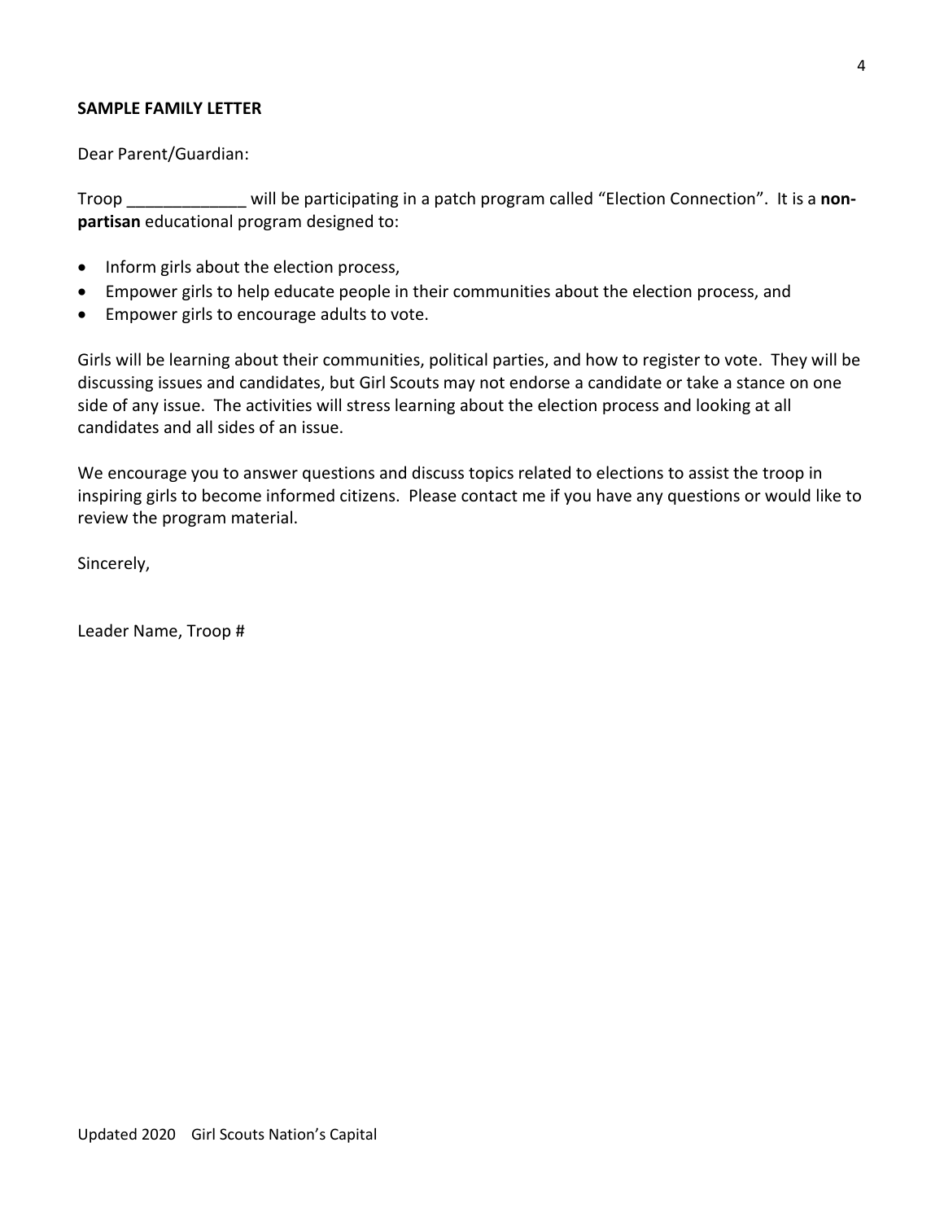**SAMPLE FAMILY LETTER**

Dear Parent/Guardian:

Troop _____________ will be participating in a patch program called "Election Connection". It is a **non-partisan** educational program designed to:

- Inform girls about the election process,
- Empower girls to help educate people in their communities about the election process, and
- Empower girls to encourage adults to vote.

Girls will be learning about their communities, political parties, and how to register to vote. They will be discussing issues and candidates, but Girl Scouts may not endorse a candidate or take a stance on one side of any issue. The activities will stress learning about the election process and looking at all candidates and all sides of an issue.

We encourage you to answer questions and discuss topics related to elections to assist the troop in inspiring girls to become informed citizens. Please contact me if you have any questions or would like to review the program material.

Sincerely,

Leader Name, Troop #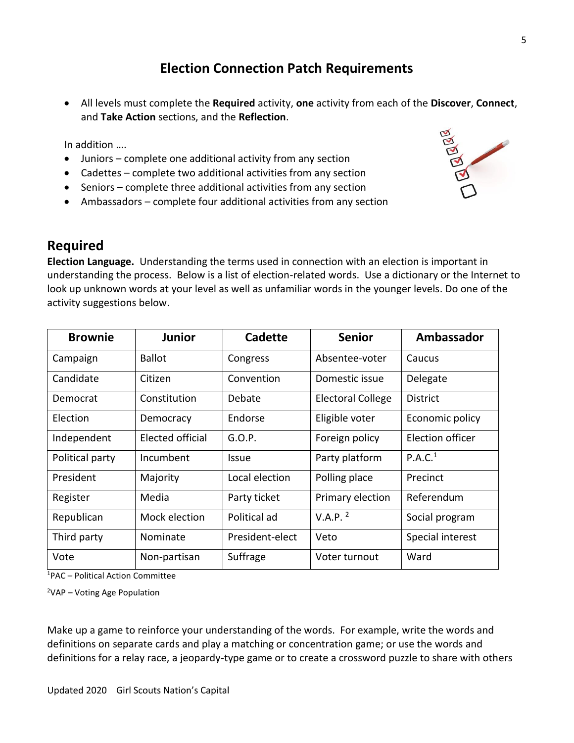# Election Connection Patch Requirements

- All levels must complete the **Required** activity, **one** activity from each of the **Discover**, **Connect**, and **Take Action** sections, and the **Reflection**.

In addition ….

- Juniors – complete one additional activity from any section
- Cadettes – complete two additional activities from any section
- Seniors – complete three additional activities from any section
- Ambassadors – complete four additional activities from any section

## Required

**Election Language.** Understanding the terms used in connection with an election is important in understanding the process. Below is a list of election-related words. Use a dictionary or the Internet to look up unknown words at your level as well as unfamiliar words in the younger levels. Do one of the activity suggestions below.

| Brownie | Junior | Cadette | Senior | Ambassador |
| --- | --- | --- | --- | --- |
| Campaign | Ballot | Congress | Absentee-voter | Caucus |
| Candidate | Citizen | Convention | Domestic issue | Delegate |
| Democrat | Constitution | Debate | Electoral College | District |
| Election | Democracy | Endorse | Eligible voter | Economic policy |
| Independent | Elected official | G.O.P. | Foreign policy | Election officer |
| Political party | Incumbent | Issue | Party platform | P.A.C.[1] |
| President | Majority | Local election | Polling place | Precinct |
| Register | Media | Party ticket | Primary election | Referendum |
| Republican | Mock election | Political ad | V.A.P. [2] | Social program |
| Third party | Nominate | President-elect | Veto | Special interest |
| Vote | Non-partisan | Suffrage | Voter turnout | Ward |

[1]PAC – Political Action Committee

[2]VAP – Voting Age Population

Make up a game to reinforce your understanding of the words. For example, write the words and definitions on separate cards and play a matching or concentration game; or use the words and definitions for a relay race, a jeopardy-type game or to create a crossword puzzle to share with others

Updated 2020 Girl Scouts Nation's Capital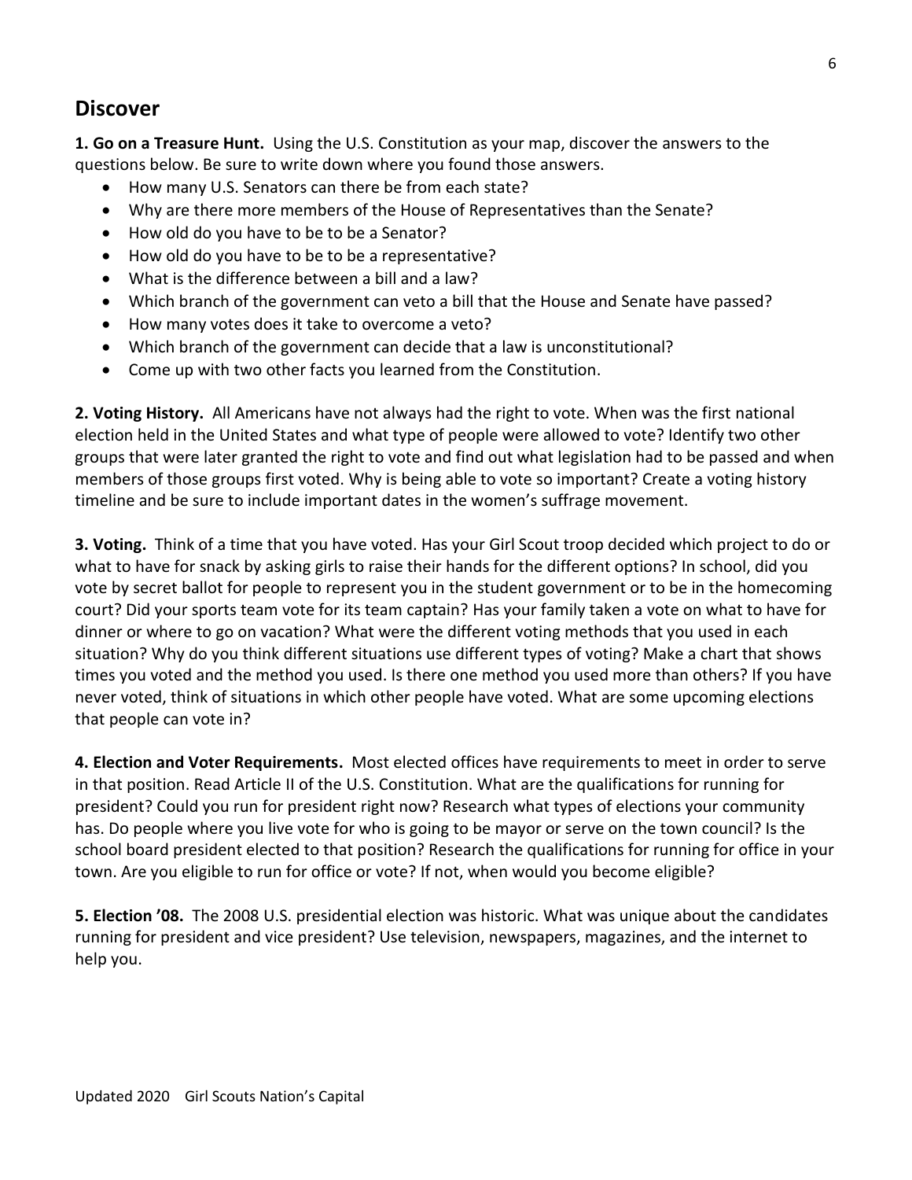## Discover

**1. Go on a Treasure Hunt.** Using the U.S. Constitution as your map, discover the answers to the questions below. Be sure to write down where you found those answers.

- How many U.S. Senators can there be from each state?
- Why are there more members of the House of Representatives than the Senate?
- How old do you have to be to be a Senator?
- How old do you have to be to be a representative?
- What is the difference between a bill and a law?
- Which branch of the government can veto a bill that the House and Senate have passed?
- How many votes does it take to overcome a veto?
- Which branch of the government can decide that a law is unconstitutional?
- Come up with two other facts you learned from the Constitution.

**2. Voting History.** All Americans have not always had the right to vote. When was the first national election held in the United States and what type of people were allowed to vote? Identify two other groups that were later granted the right to vote and find out what legislation had to be passed and when members of those groups first voted. Why is being able to vote so important? Create a voting history timeline and be sure to include important dates in the women's suffrage movement.

**3. Voting.** Think of a time that you have voted. Has your Girl Scout troop decided which project to do or what to have for snack by asking girls to raise their hands for the different options? In school, did you vote by secret ballot for people to represent you in the student government or to be in the homecoming court? Did your sports team vote for its team captain? Has your family taken a vote on what to have for dinner or where to go on vacation? What were the different voting methods that you used in each situation? Why do you think different situations use different types of voting? Make a chart that shows times you voted and the method you used. Is there one method you used more than others? If you have never voted, think of situations in which other people have voted. What are some upcoming elections that people can vote in?

**4. Election and Voter Requirements.** Most elected offices have requirements to meet in order to serve in that position. Read Article II of the U.S. Constitution. What are the qualifications for running for president? Could you run for president right now? Research what types of elections your community has. Do people where you live vote for who is going to be mayor or serve on the town council? Is the school board president elected to that position? Research the qualifications for running for office in your town. Are you eligible to run for office or vote? If not, when would you become eligible?

**5. Election '08.** The 2008 U.S. presidential election was historic. What was unique about the candidates running for president and vice president? Use television, newspapers, magazines, and the internet to help you.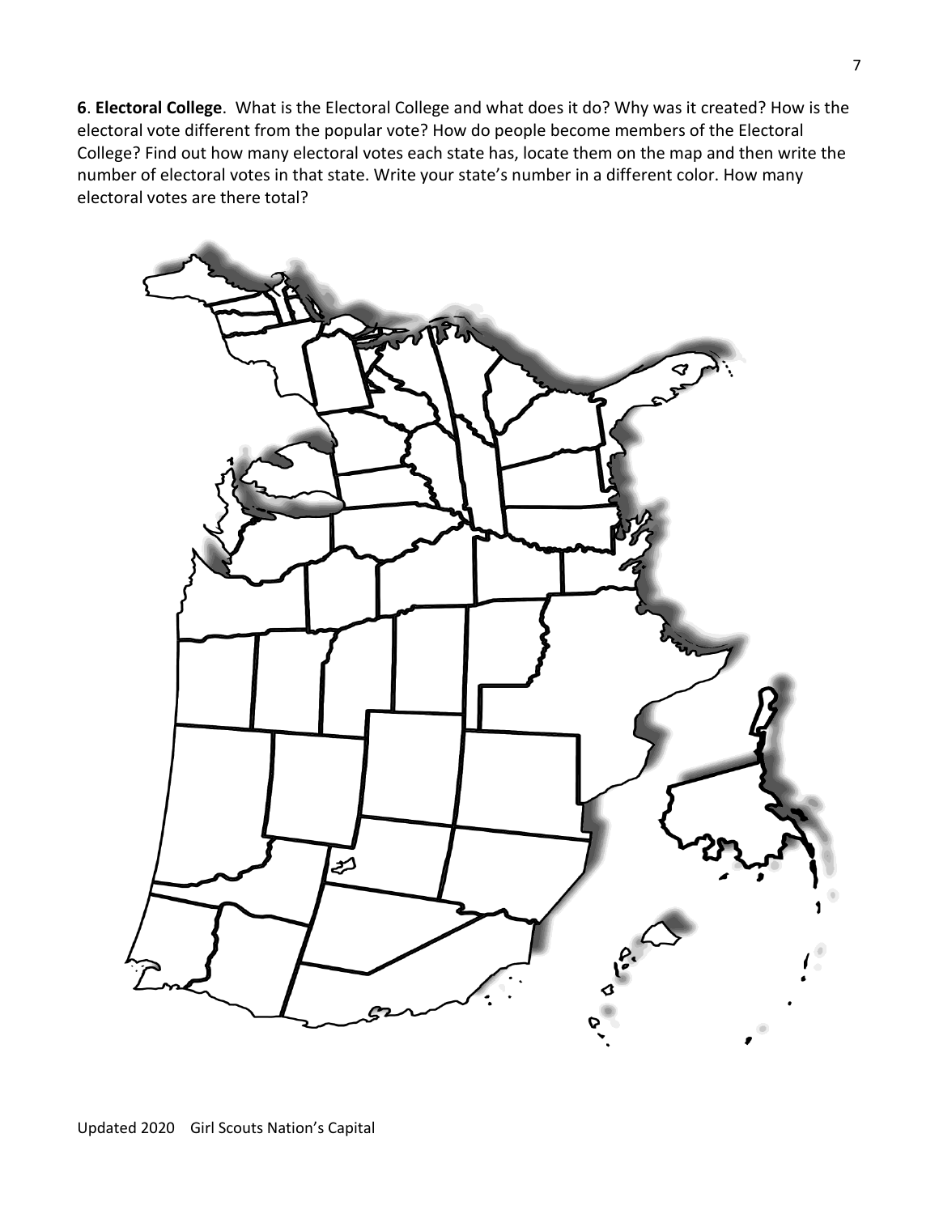**6**. **Electoral College**. What is the Electoral College and what does it do? Why was it created? How is the electoral vote different from the popular vote? How do people become members of the Electoral College? Find out how many electoral votes each state has, locate them on the map and then write the number of electoral votes in that state. Write your state's number in a different color. How many electoral votes are there total?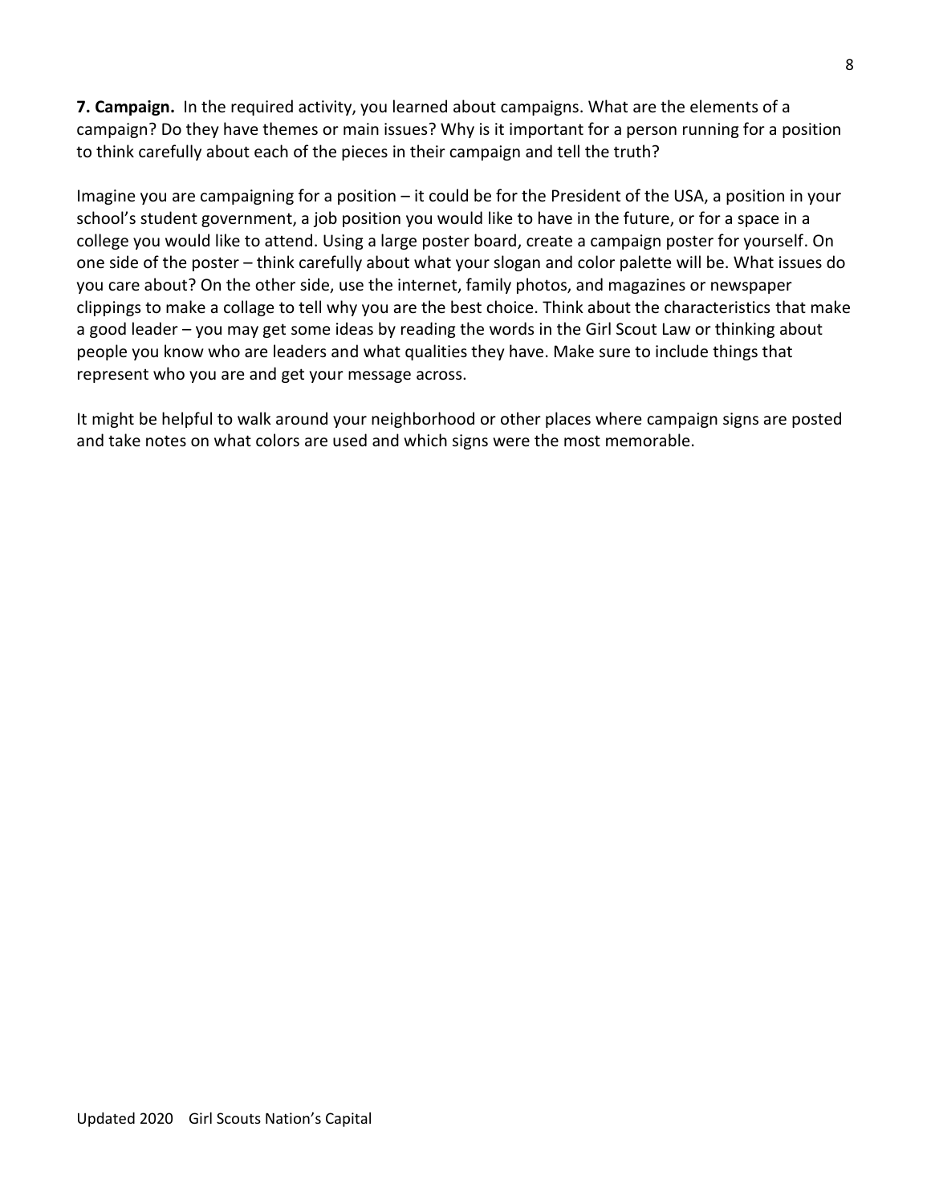**7. Campaign.** In the required activity, you learned about campaigns. What are the elements of a campaign? Do they have themes or main issues? Why is it important for a person running for a position to think carefully about each of the pieces in their campaign and tell the truth?

Imagine you are campaigning for a position – it could be for the President of the USA, a position in your school's student government, a job position you would like to have in the future, or for a space in a college you would like to attend. Using a large poster board, create a campaign poster for yourself. On one side of the poster – think carefully about what your slogan and color palette will be. What issues do you care about? On the other side, use the internet, family photos, and magazines or newspaper clippings to make a collage to tell why you are the best choice. Think about the characteristics that make a good leader – you may get some ideas by reading the words in the Girl Scout Law or thinking about people you know who are leaders and what qualities they have. Make sure to include things that represent who you are and get your message across.

It might be helpful to walk around your neighborhood or other places where campaign signs are posted and take notes on what colors are used and which signs were the most memorable.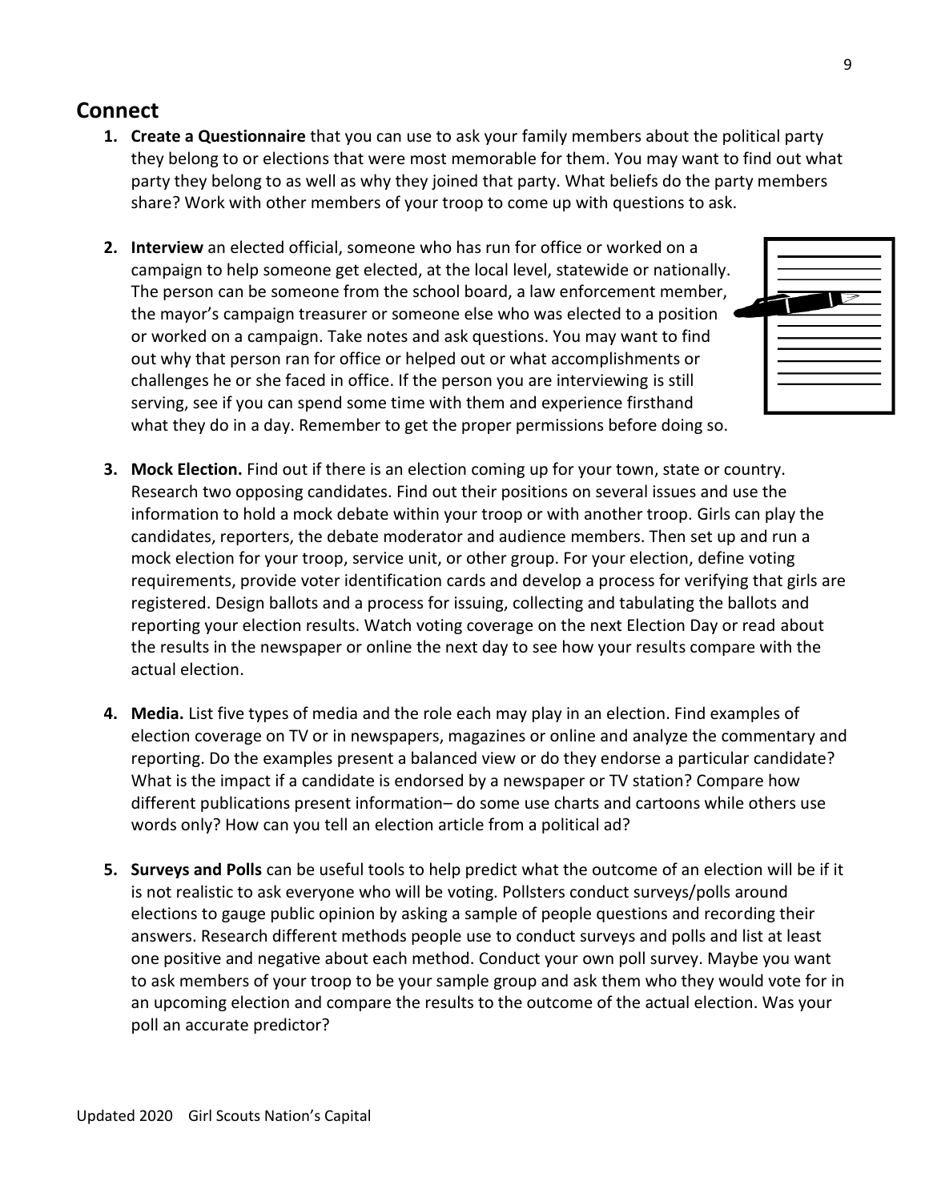## Connect

1. **Create a Questionnaire** that you can use to ask your family members about the political party they belong to or elections that were most memorable for them. You may want to find out what party they belong to as well as why they joined that party. What beliefs do the party members share? Work with other members of your troop to come up with questions to ask.

2. **Interview** an elected official, someone who has run for office or worked on a campaign to help someone get elected, at the local level, statewide or nationally. The person can be someone from the school board, a law enforcement member, the mayor's campaign treasurer or someone else who was elected to a position or worked on a campaign. Take notes and ask questions. You may want to find out why that person ran for office or helped out or what accomplishments or challenges he or she faced in office. If the person you are interviewing is still serving, see if you can spend some time with them and experience firsthand what they do in a day. Remember to get the proper permissions before doing so.

3. **Mock Election.** Find out if there is an election coming up for your town, state or country. Research two opposing candidates. Find out their positions on several issues and use the information to hold a mock debate within your troop or with another troop. Girls can play the candidates, reporters, the debate moderator and audience members. Then set up and run a mock election for your troop, service unit, or other group. For your election, define voting requirements, provide voter identification cards and develop a process for verifying that girls are registered. Design ballots and a process for issuing, collecting and tabulating the ballots and reporting your election results. Watch voting coverage on the next Election Day or read about the results in the newspaper or online the next day to see how your results compare with the actual election.

4. **Media.** List five types of media and the role each may play in an election. Find examples of election coverage on TV or in newspapers, magazines or online and analyze the commentary and reporting. Do the examples present a balanced view or do they endorse a particular candidate? What is the impact if a candidate is endorsed by a newspaper or TV station? Compare how different publications present information– do some use charts and cartoons while others use words only? How can you tell an election article from a political ad?

5. **Surveys and Polls** can be useful tools to help predict what the outcome of an election will be if it is not realistic to ask everyone who will be voting. Pollsters conduct surveys/polls around elections to gauge public opinion by asking a sample of people questions and recording their answers. Research different methods people use to conduct surveys and polls and list at least one positive and negative about each method. Conduct your own poll survey. Maybe you want to ask members of your troop to be your sample group and ask them who they would vote for in an upcoming election and compare the results to the outcome of the actual election. Was your poll an accurate predictor?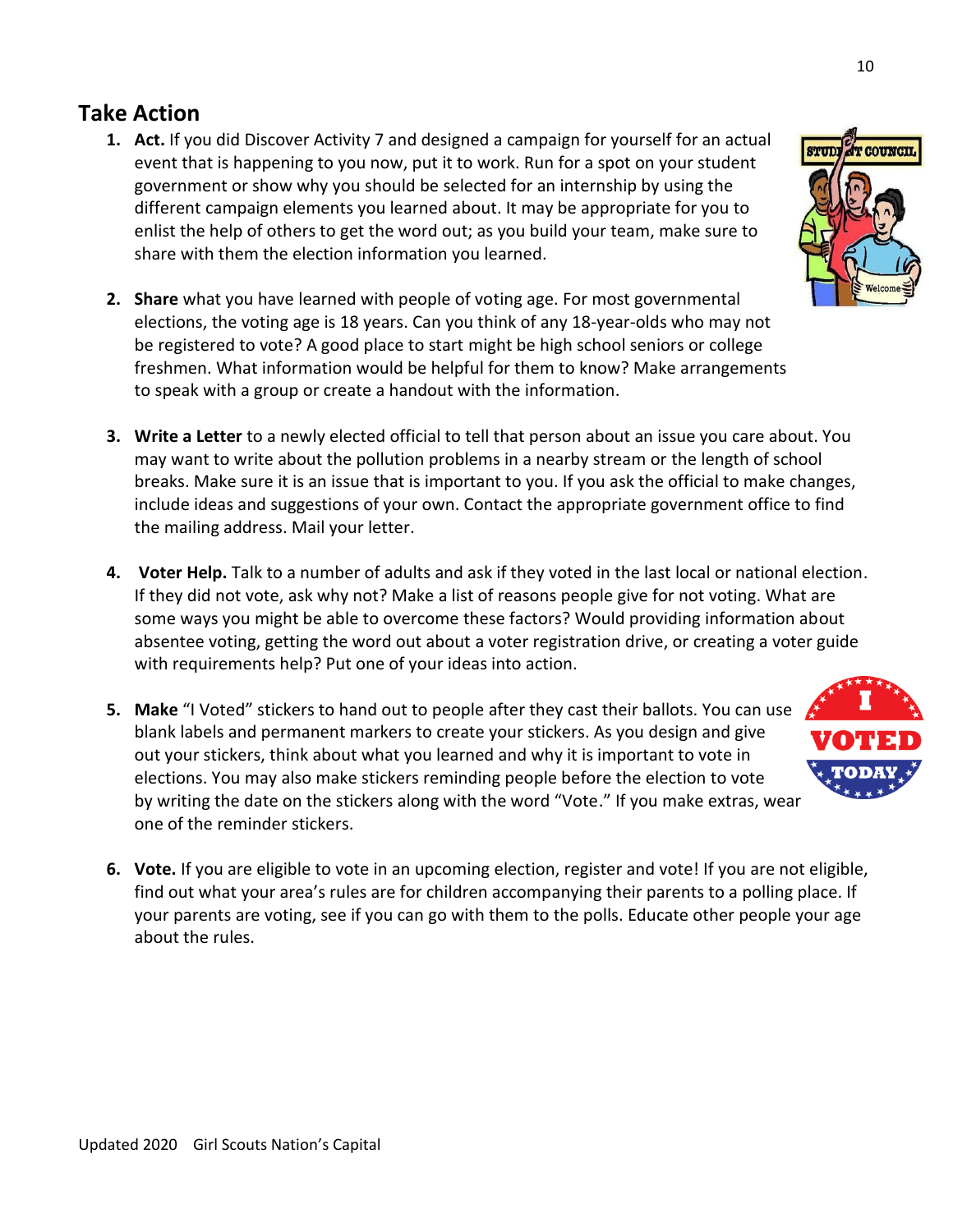## Take Action

1. **Act.** If you did Discover Activity 7 and designed a campaign for yourself for an actual event that is happening to you now, put it to work. Run for a spot on your student government or show why you should be selected for an internship by using the different campaign elements you learned about. It may be appropriate for you to enlist the help of others to get the word out; as you build your team, make sure to share with them the election information you learned.

2. **Share** what you have learned with people of voting age. For most governmental elections, the voting age is 18 years. Can you think of any 18-year-olds who may not be registered to vote? A good place to start might be high school seniors or college freshmen. What information would be helpful for them to know? Make arrangements to speak with a group or create a handout with the information.

3. **Write a Letter** to a newly elected official to tell that person about an issue you care about. You may want to write about the pollution problems in a nearby stream or the length of school breaks. Make sure it is an issue that is important to you. If you ask the official to make changes, include ideas and suggestions of your own. Contact the appropriate government office to find the mailing address. Mail your letter.

4. **Voter Help.** Talk to a number of adults and ask if they voted in the last local or national election. If they did not vote, ask why not? Make a list of reasons people give for not voting. What are some ways you might be able to overcome these factors? Would providing information about absentee voting, getting the word out about a voter registration drive, or creating a voter guide with requirements help? Put one of your ideas into action.

5. **Make** "I Voted" stickers to hand out to people after they cast their ballots. You can use blank labels and permanent markers to create your stickers. As you design and give out your stickers, think about what you learned and why it is important to vote in elections. You may also make stickers reminding people before the election to vote by writing the date on the stickers along with the word "Vote." If you make extras, wear one of the reminder stickers.

6. **Vote.** If you are eligible to vote in an upcoming election, register and vote! If you are not eligible, find out what your area's rules are for children accompanying their parents to a polling place. If your parents are voting, see if you can go with them to the polls. Educate other people your age about the rules.

Updated 2020 Girl Scouts Nation's Capital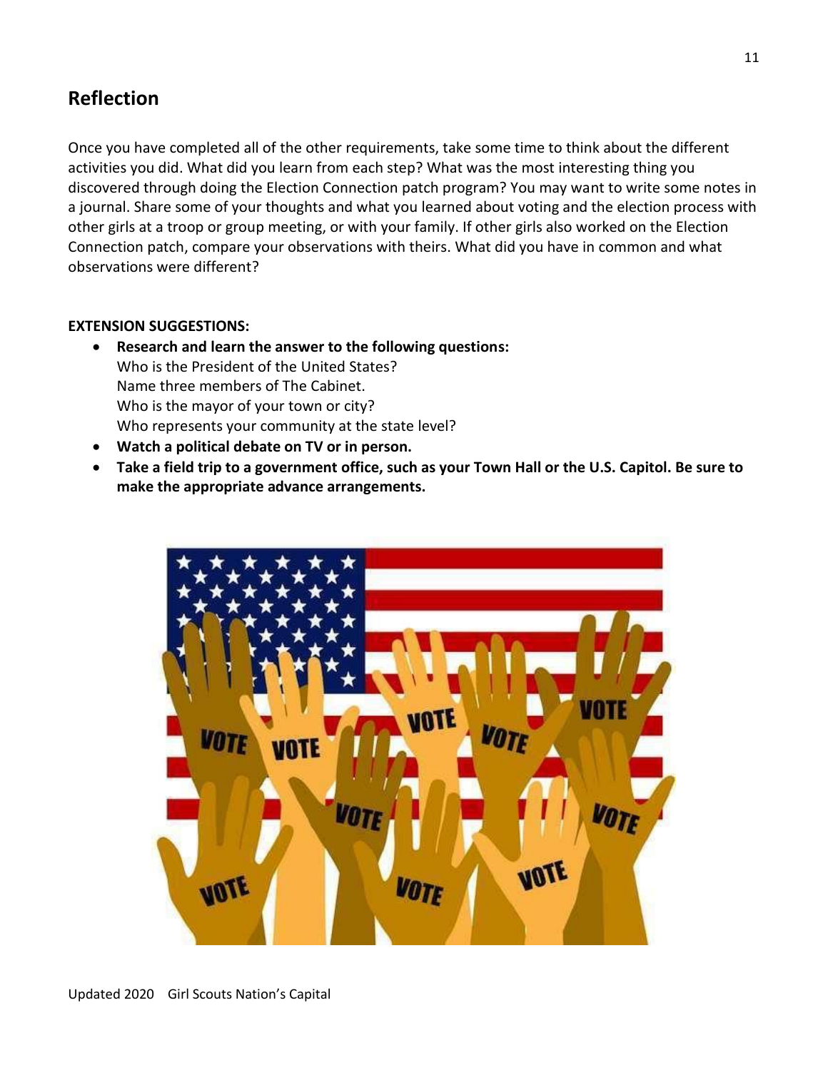## Reflection

Once you have completed all of the other requirements, take some time to think about the different activities you did. What did you learn from each step? What was the most interesting thing you discovered through doing the Election Connection patch program? You may want to write some notes in a journal. Share some of your thoughts and what you learned about voting and the election process with other girls at a troop or group meeting, or with your family. If other girls also worked on the Election Connection patch, compare your observations with theirs. What did you have in common and what observations were different?

**EXTENSION SUGGESTIONS:**

- **Research and learn the answer to the following questions:**
  Who is the President of the United States?
  Name three members of The Cabinet.
  Who is the mayor of your town or city?
  Who represents your community at the state level?
- **Watch a political debate on TV or in person.**
- **Take a field trip to a government office, such as your Town Hall or the U.S. Capitol. Be sure to make the appropriate advance arrangements.**

Updated 2020 Girl Scouts Nation's Capital